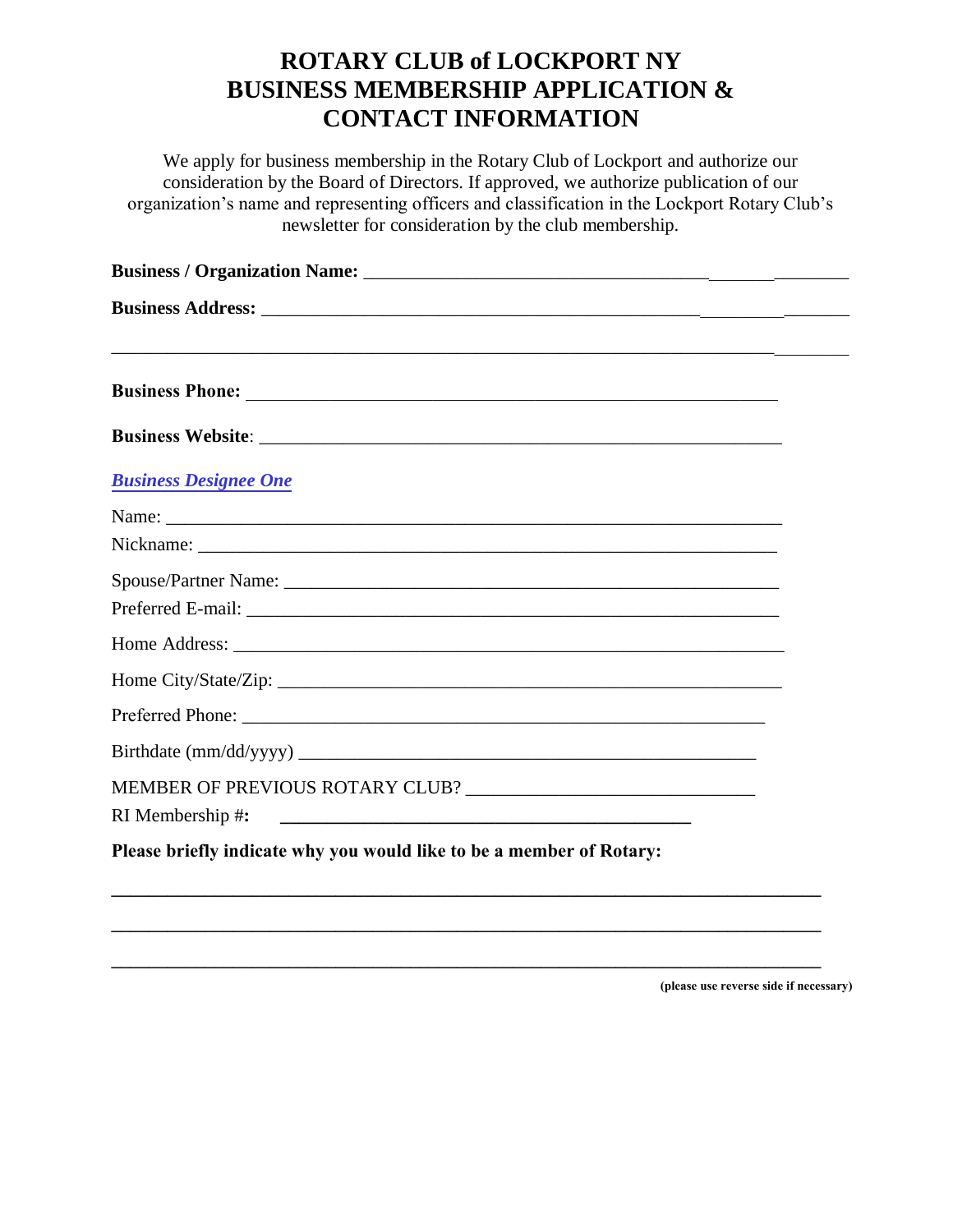# ROTARY CLUB of LOCKPORT NY
# BUSINESS MEMBERSHIP APPLICATION & CONTACT INFORMATION

We apply for business membership in the Rotary Club of Lockport and authorize our consideration by the Board of Directors. If approved, we authorize publication of our organization's name and representing officers and classification in the Lockport Rotary Club's newsletter for consideration by the club membership.

**Business / Organization Name:** ______________________________________________________

**Business Address:** ______________________________________________________________

______________________________________________________________________________

**Business Phone:** __________________________________________________________

**Business Website**: ________________________________________________________

***Business Designee One***

Name: _______________________________________________________________

Nickname: ____________________________________________________________

Spouse/Partner Name: __________________________________________________

Preferred E-mail: _______________________________________________________

Home Address: _________________________________________________________

Home City/State/Zip: ____________________________________________________

Preferred Phone: _______________________________________________________

Birthdate (mm/dd/yyyy) _________________________________________________

MEMBER OF PREVIOUS ROTARY CLUB? ______________________________

RI Membership #**:** ____________________________________________

**Please briefly indicate why you would like to be a member of Rotary:**

______________________________________________________________________________

______________________________________________________________________________

______________________________________________________________________________

**(please use reverse side if necessary)**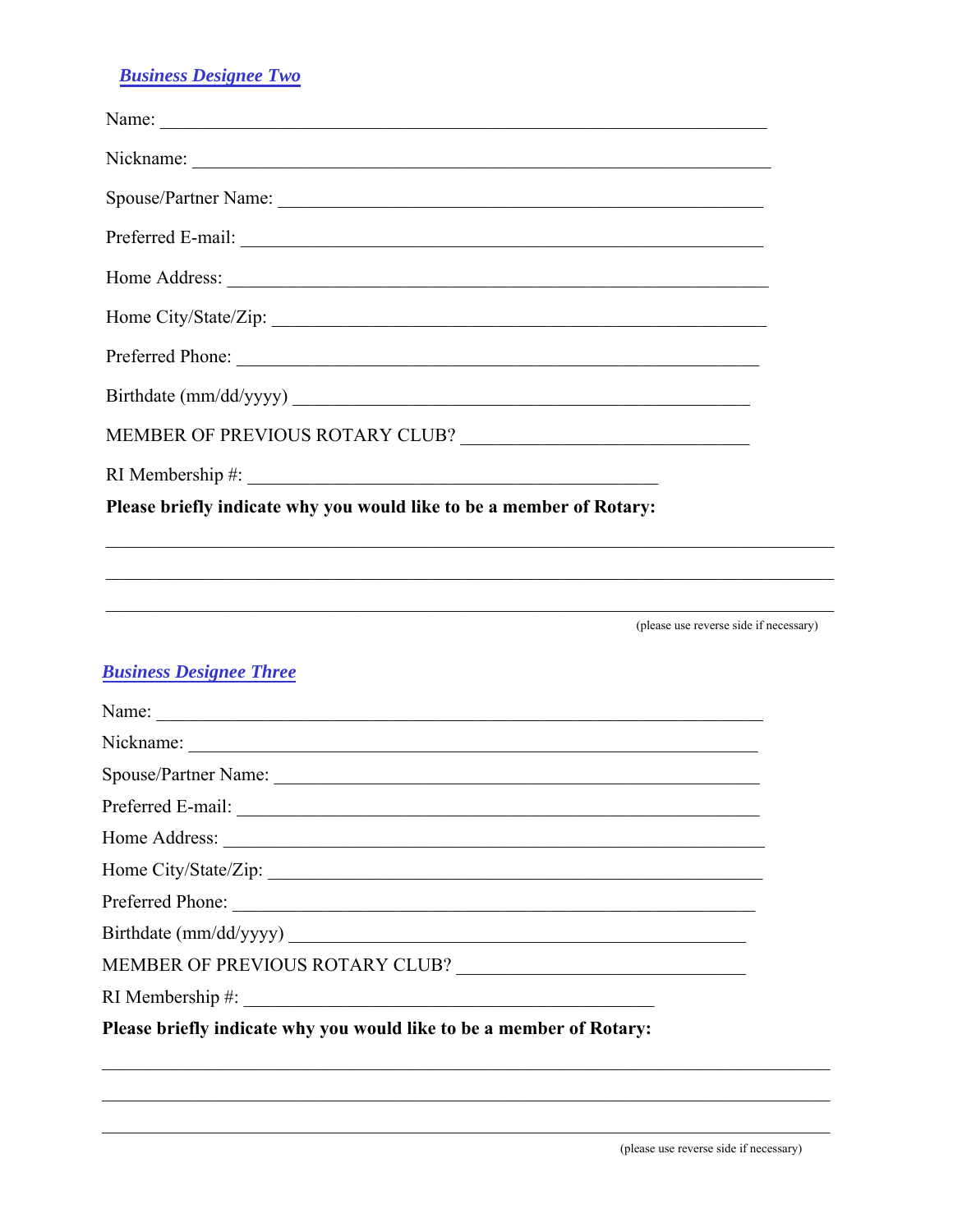## ***Business Designee Two***

Name: ___________________________________________________________________

Nickname: ________________________________________________________________

Spouse/Partner Name: ______________________________________________________

Preferred E-mail: _________________________________________________________

Home Address: ___________________________________________________________

Home City/State/Zip: _______________________________________________________

Preferred Phone: _________________________________________________________

Birthdate (mm/dd/yyyy) ____________________________________________________

MEMBER OF PREVIOUS ROTARY CLUB? ______________________________

RI Membership #: __________________________________________

**Please briefly indicate why you would like to be a member of Rotary:**

_________________________________________________________________________________

_________________________________________________________________________________

_________________________________________________________________________________

(please use reverse side if necessary)

## ***Business Designee Three***

Name: ___________________________________________________________________

Nickname: ________________________________________________________________

Spouse/Partner Name: ______________________________________________________

Preferred E-mail: _________________________________________________________

Home Address: ___________________________________________________________

Home City/State/Zip: _______________________________________________________

Preferred Phone: _________________________________________________________

Birthdate (mm/dd/yyyy) ____________________________________________________

MEMBER OF PREVIOUS ROTARY CLUB? ______________________________

RI Membership #: __________________________________________

**Please briefly indicate why you would like to be a member of Rotary:**

_________________________________________________________________________________

_________________________________________________________________________________

_________________________________________________________________________________

(please use reverse side if necessary)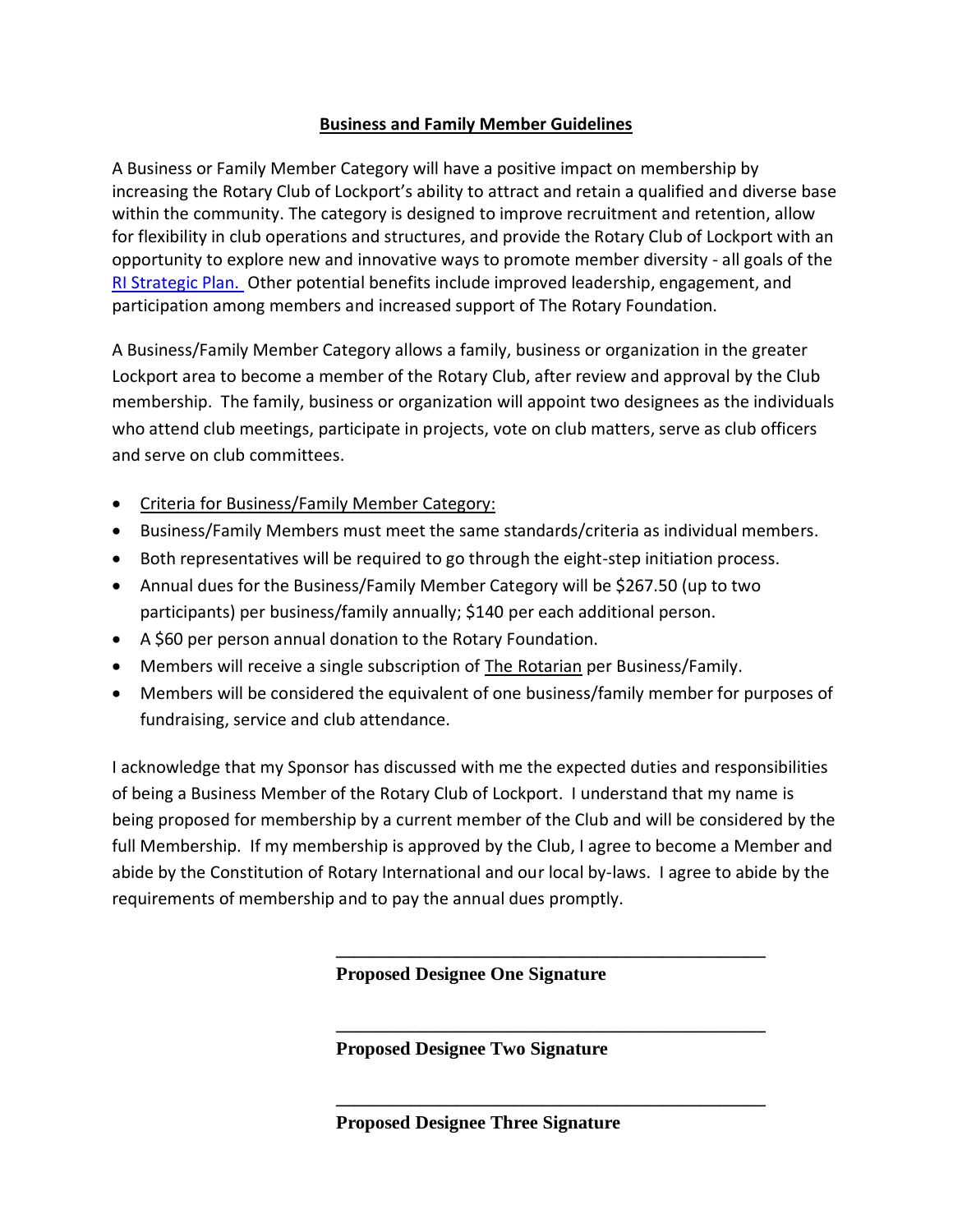## **Business and Family Member Guidelines**

A Business or Family Member Category will have a positive impact on membership by increasing the Rotary Club of Lockport's ability to attract and retain a qualified and diverse base within the community. The category is designed to improve recruitment and retention, allow for flexibility in club operations and structures, and provide the Rotary Club of Lockport with an opportunity to explore new and innovative ways to promote member diversity - all goals of the RI Strategic Plan. Other potential benefits include improved leadership, engagement, and participation among members and increased support of The Rotary Foundation.

A Business/Family Member Category allows a family, business or organization in the greater Lockport area to become a member of the Rotary Club, after review and approval by the Club membership. The family, business or organization will appoint two designees as the individuals who attend club meetings, participate in projects, vote on club matters, serve as club officers and serve on club committees.

- Criteria for Business/Family Member Category:
- Business/Family Members must meet the same standards/criteria as individual members.
- Both representatives will be required to go through the eight-step initiation process.
- Annual dues for the Business/Family Member Category will be $267.50 (up to two participants) per business/family annually; $140 per each additional person.
- A $60 per person annual donation to the Rotary Foundation.
- Members will receive a single subscription of The Rotarian per Business/Family.
- Members will be considered the equivalent of one business/family member for purposes of fundraising, service and club attendance.

I acknowledge that my Sponsor has discussed with me the expected duties and responsibilities of being a Business Member of the Rotary Club of Lockport. I understand that my name is being proposed for membership by a current member of the Club and will be considered by the full Membership. If my membership is approved by the Club, I agree to become a Member and abide by the Constitution of Rotary International and our local by-laws. I agree to abide by the requirements of membership and to pay the annual dues promptly.

\_\_\_\_\_\_\_\_\_\_\_\_\_\_\_\_\_\_\_\_\_\_\_\_\_\_\_\_\_\_\_\_\_\_\_\_\_\_\_\_\_\_\_\_

**Proposed Designee One Signature**

\_\_\_\_\_\_\_\_\_\_\_\_\_\_\_\_\_\_\_\_\_\_\_\_\_\_\_\_\_\_\_\_\_\_\_\_\_\_\_\_\_\_\_\_

**Proposed Designee Two Signature**

\_\_\_\_\_\_\_\_\_\_\_\_\_\_\_\_\_\_\_\_\_\_\_\_\_\_\_\_\_\_\_\_\_\_\_\_\_\_\_\_\_\_\_\_

**Proposed Designee Three Signature**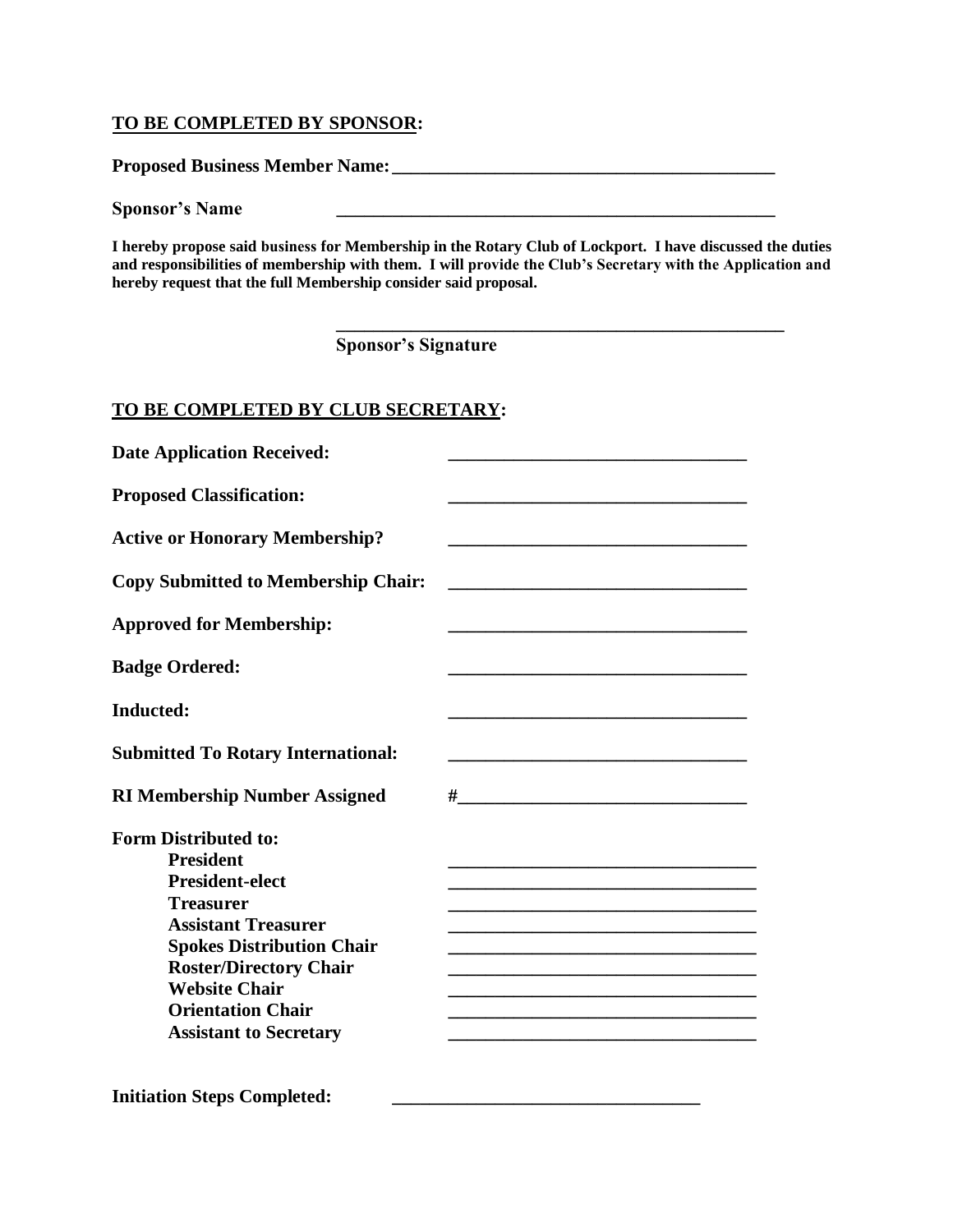**<u>TO BE COMPLETED BY SPONSOR</u>:**

**Proposed Business Member Name:** __________________________________________

**Sponsor's Name** __________________________________________

**I hereby propose said business for Membership in the Rotary Club of Lockport. I have discussed the duties and responsibilities of membership with them. I will provide the Club's Secretary with the Application and hereby request that the full Membership consider said proposal.**

__________________________________________
**Sponsor's Signature**

**<u>TO BE COMPLETED BY CLUB SECRETARY</u>:**

**Date Application Received:** ______________________________

**Proposed Classification:** ______________________________

**Active or Honorary Membership?** ______________________________

**Copy Submitted to Membership Chair:** ______________________________

**Approved for Membership:** ______________________________

**Badge Ordered:** ______________________________

**Inducted:** ______________________________

**Submitted To Rotary International:** ______________________________

**RI Membership Number Assigned** #______________________________

**Form Distributed to:**

- **President** ______________________________
- **President-elect** ______________________________
- **Treasurer** ______________________________
- **Assistant Treasurer** ______________________________
- **Spokes Distribution Chair** ______________________________
- **Roster/Directory Chair** ______________________________
- **Website Chair** ______________________________
- **Orientation Chair** ______________________________
- **Assistant to Secretary** ______________________________

**Initiation Steps Completed:** ______________________________